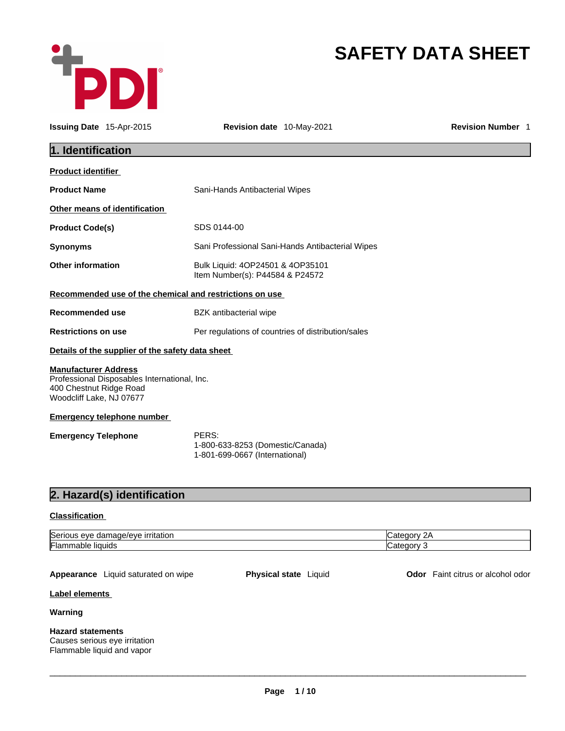# SAFETY DATA SHEET

**Issuing Date** 15-Apr-2015 **Revision date** 10-May-2021 **Revision Number** 1

## 1. Identification

**Product identifier**

**Product Name** Sani-Hands Antibacterial Wipes

**Other means of identification**

**Product Code(s)** SDS 0144-00

**Synonyms** Sani Professional Sani-Hands Antibacterial Wipes

**Other information** Bulk Liquid: 4OP24501 & 4OP35101
Item Number(s): P44584 & P24572

**Recommended use of the chemical and restrictions on use**

**Recommended use** BZK antibacterial wipe

**Restrictions on use** Per regulations of countries of distribution/sales

**Details of the supplier of the safety data sheet**

**Manufacturer Address**
Professional Disposables International, Inc.
400 Chestnut Ridge Road
Woodcliff Lake, NJ 07677

**Emergency telephone number**

**Emergency Telephone** PERS:
1-800-633-8253 (Domestic/Canada)
1-801-699-0667 (International)

## 2. Hazard(s) identification

**Classification**

| | |
|---|---|
| Serious eye damage/eye irritation | Category 2A |
| Flammable liquids | Category 3 |

**Appearance** Liquid saturated on wipe **Physical state** Liquid **Odor** Faint citrus or alcohol odor

**Label elements**

**Warning**

**Hazard statements**
Causes serious eye irritation
Flammable liquid and vapor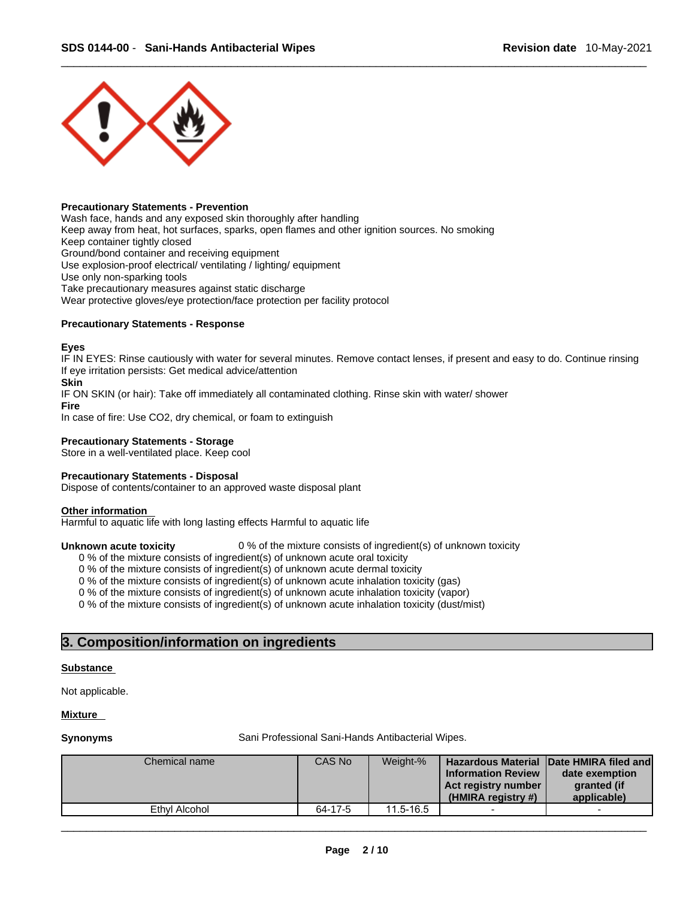**Precautionary Statements - Prevention**
Wash face, hands and any exposed skin thoroughly after handling
Keep away from heat, hot surfaces, sparks, open flames and other ignition sources. No smoking
Keep container tightly closed
Ground/bond container and receiving equipment
Use explosion-proof electrical/ ventilating / lighting/ equipment
Use only non-sparking tools
Take precautionary measures against static discharge
Wear protective gloves/eye protection/face protection per facility protocol

**Precautionary Statements - Response**

**Eyes**
IF IN EYES: Rinse cautiously with water for several minutes. Remove contact lenses, if present and easy to do. Continue rinsing
If eye irritation persists: Get medical advice/attention
**Skin**
IF ON SKIN (or hair): Take off immediately all contaminated clothing. Rinse skin with water/ shower
**Fire**
In case of fire: Use CO2, dry chemical, or foam to extinguish

**Precautionary Statements - Storage**
Store in a well-ventilated place. Keep cool

**Precautionary Statements - Disposal**
Dispose of contents/container to an approved waste disposal plant

**Other information**
Harmful to aquatic life with long lasting effects Harmful to aquatic life

**Unknown acute toxicity** 0 % of the mixture consists of ingredient(s) of unknown toxicity
0 % of the mixture consists of ingredient(s) of unknown acute oral toxicity
0 % of the mixture consists of ingredient(s) of unknown acute dermal toxicity
0 % of the mixture consists of ingredient(s) of unknown acute inhalation toxicity (gas)
0 % of the mixture consists of ingredient(s) of unknown acute inhalation toxicity (vapor)
0 % of the mixture consists of ingredient(s) of unknown acute inhalation toxicity (dust/mist)

## 3. Composition/information on ingredients

**Substance**

Not applicable.

**Mixture**

**Synonyms** Sani Professional Sani-Hands Antibacterial Wipes.

| Chemical name | CAS No | Weight-% | Hazardous Material Information Review Act registry number (HMIRA registry #) | Date HMIRA filed and date exemption granted (if applicable) |
|---|---|---|---|---|
| Ethyl Alcohol | 64-17-5 | 11.5-16.5 | - | - |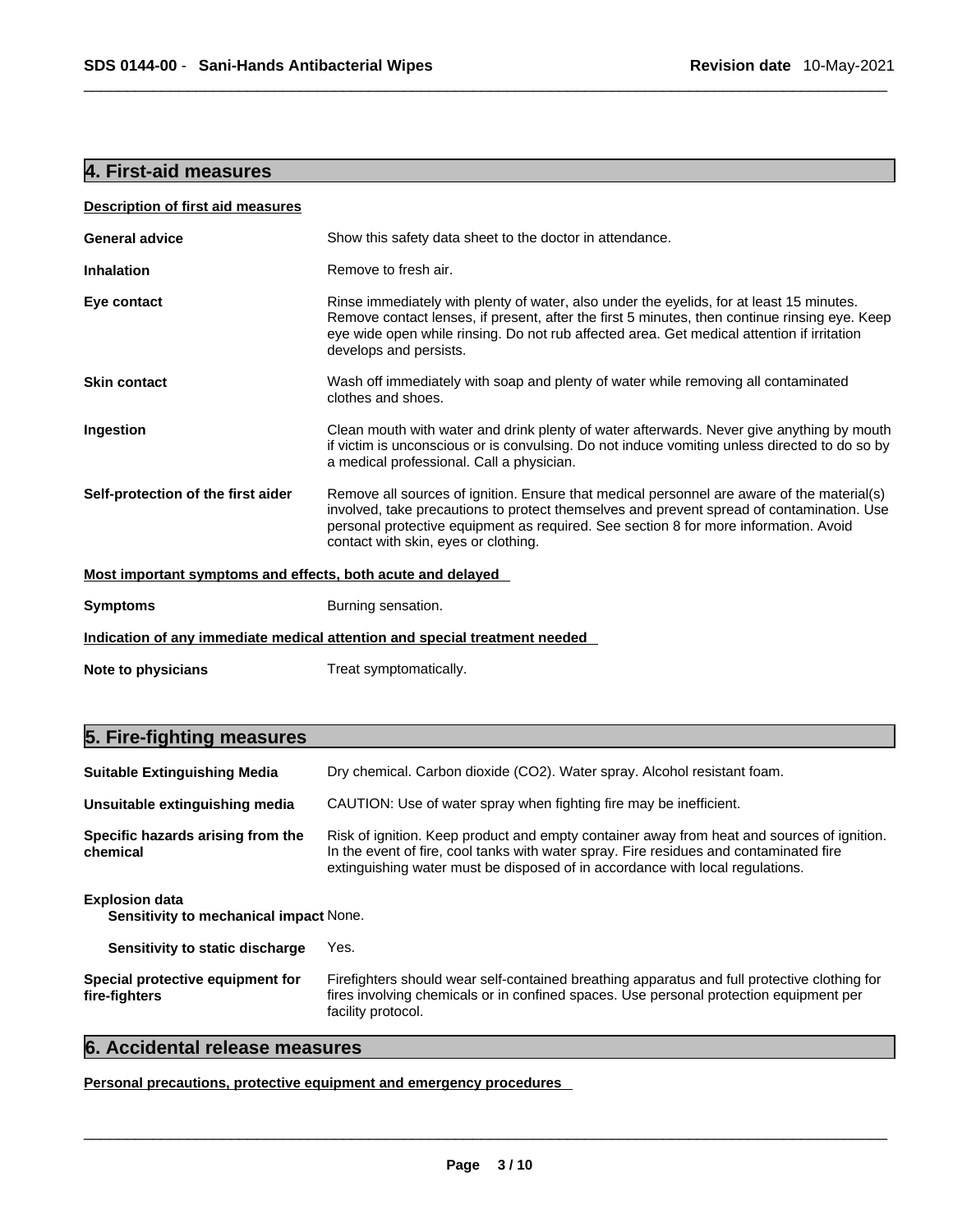## 4. First-aid measures

**Description of first aid measures**

**General advice** Show this safety data sheet to the doctor in attendance.

**Inhalation** Remove to fresh air.

**Eye contact** Rinse immediately with plenty of water, also under the eyelids, for at least 15 minutes. Remove contact lenses, if present, after the first 5 minutes, then continue rinsing eye. Keep eye wide open while rinsing. Do not rub affected area. Get medical attention if irritation develops and persists.

**Skin contact** Wash off immediately with soap and plenty of water while removing all contaminated clothes and shoes.

**Ingestion** Clean mouth with water and drink plenty of water afterwards. Never give anything by mouth if victim is unconscious or is convulsing. Do not induce vomiting unless directed to do so by a medical professional. Call a physician.

**Self-protection of the first aider** Remove all sources of ignition. Ensure that medical personnel are aware of the material(s) involved, take precautions to protect themselves and prevent spread of contamination. Use personal protective equipment as required. See section 8 for more information. Avoid contact with skin, eyes or clothing.

**Most important symptoms and effects, both acute and delayed**

**Symptoms** Burning sensation.

**Indication of any immediate medical attention and special treatment needed**

**Note to physicians** Treat symptomatically.

## 5. Fire-fighting measures

**Suitable Extinguishing Media** Dry chemical. Carbon dioxide ($CO_2$). Water spray. Alcohol resistant foam.

**Unsuitable extinguishing media** CAUTION: Use of water spray when fighting fire may be inefficient.

**Specific hazards arising from the chemical** Risk of ignition. Keep product and empty container away from heat and sources of ignition. In the event of fire, cool tanks with water spray. Fire residues and contaminated fire extinguishing water must be disposed of in accordance with local regulations.

**Explosion data**

**Sensitivity to mechanical impact** None.

**Sensitivity to static discharge** Yes.

**Special protective equipment for fire-fighters** Firefighters should wear self-contained breathing apparatus and full protective clothing for fires involving chemicals or in confined spaces. Use personal protection equipment per facility protocol.

## 6. Accidental release measures

**Personal precautions, protective equipment and emergency procedures**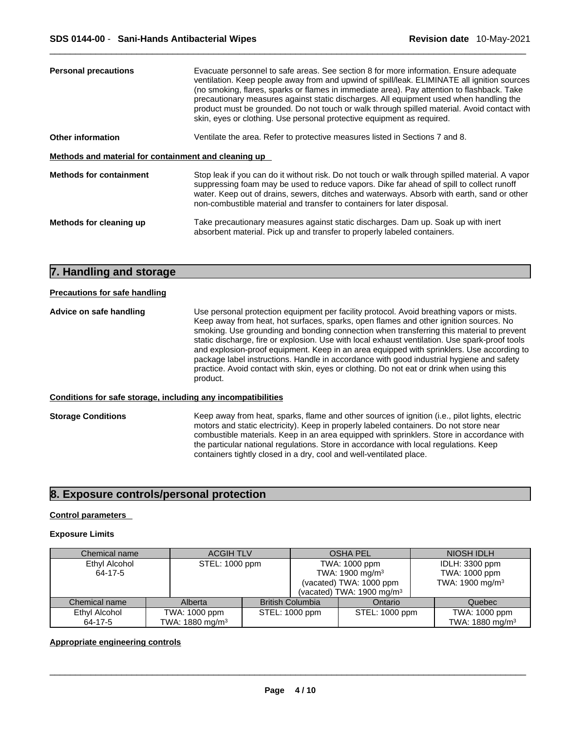**Personal precautions** Evacuate personnel to safe areas. See section 8 for more information. Ensure adequate ventilation. Keep people away from and upwind of spill/leak. ELIMINATE all ignition sources (no smoking, flares, sparks or flames in immediate area). Pay attention to flashback. Take precautionary measures against static discharges. All equipment used when handling the product must be grounded. Do not touch or walk through spilled material. Avoid contact with skin, eyes or clothing. Use personal protective equipment as required.

**Other information** Ventilate the area. Refer to protective measures listed in Sections 7 and 8.

**Methods and material for containment and cleaning up**

**Methods for containment** Stop leak if you can do it without risk. Do not touch or walk through spilled material. A vapor suppressing foam may be used to reduce vapors. Dike far ahead of spill to collect runoff water. Keep out of drains, sewers, ditches and waterways. Absorb with earth, sand or other non-combustible material and transfer to containers for later disposal.

**Methods for cleaning up** Take precautionary measures against static discharges. Dam up. Soak up with inert absorbent material. Pick up and transfer to properly labeled containers.

## 7. Handling and storage

**Precautions for safe handling**

**Advice on safe handling** Use personal protection equipment per facility protocol. Avoid breathing vapors or mists. Keep away from heat, hot surfaces, sparks, open flames and other ignition sources. No smoking. Use grounding and bonding connection when transferring this material to prevent static discharge, fire or explosion. Use with local exhaust ventilation. Use spark-proof tools and explosion-proof equipment. Keep in an area equipped with sprinklers. Use according to package label instructions. Handle in accordance with good industrial hygiene and safety practice. Avoid contact with skin, eyes or clothing. Do not eat or drink when using this product.

**Conditions for safe storage, including any incompatibilities**

**Storage Conditions** Keep away from heat, sparks, flame and other sources of ignition (i.e., pilot lights, electric motors and static electricity). Keep in properly labeled containers. Do not store near combustible materials. Keep in an area equipped with sprinklers. Store in accordance with the particular national regulations. Store in accordance with local regulations. Keep containers tightly closed in a dry, cool and well-ventilated place.

## 8. Exposure controls/personal protection

**Control parameters**

**Exposure Limits**

| Chemical name | ACGIH TLV | OSHA PEL | NIOSH IDLH |
|---|---|---|---|
| Ethyl Alcohol<br>64-17-5 | STEL: 1000 ppm | TWA: 1000 ppm<br>TWA: 1900 mg/m³<br>(vacated) TWA: 1000 ppm<br>(vacated) TWA: 1900 mg/m³ | IDLH: 3300 ppm<br>TWA: 1000 ppm<br>TWA: 1900 mg/m³ |

| Chemical name | Alberta | British Columbia | Ontario | Quebec |
|---|---|---|---|---|
| Ethyl Alcohol<br>64-17-5 | TWA: 1000 ppm<br>TWA: 1880 mg/m³ | STEL: 1000 ppm | STEL: 1000 ppm | TWA: 1000 ppm<br>TWA: 1880 mg/m³ |

**Appropriate engineering controls**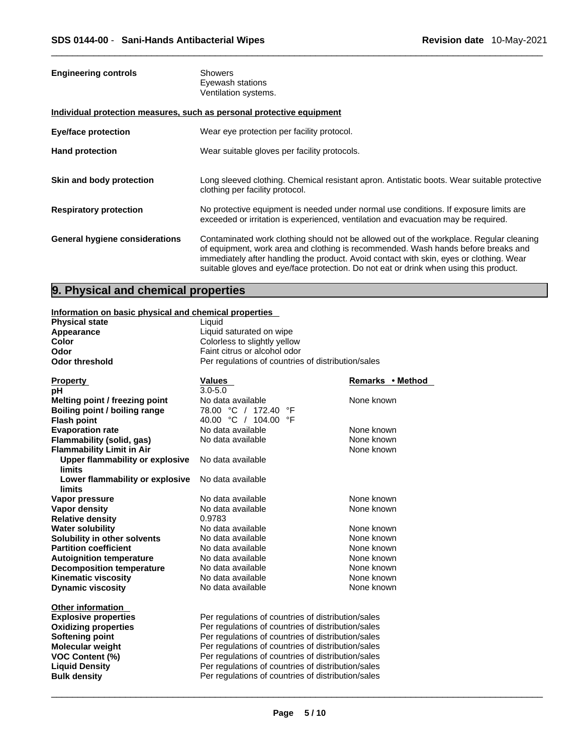| | |
|---|---|
| **Engineering controls** | Showers<br>Eyewash stations<br>Ventilation systems. |

**Individual protection measures, such as personal protective equipment**

| | |
|---|---|
| **Eye/face protection** | Wear eye protection per facility protocol. |
| **Hand protection** | Wear suitable gloves per facility protocols. |
| **Skin and body protection** | Long sleeved clothing. Chemical resistant apron. Antistatic boots. Wear suitable protective clothing per facility protocol. |
| **Respiratory protection** | No protective equipment is needed under normal use conditions. If exposure limits are exceeded or irritation is experienced, ventilation and evacuation may be required. |
| **General hygiene considerations** | Contaminated work clothing should not be allowed out of the workplace. Regular cleaning of equipment, work area and clothing is recommended. Wash hands before breaks and immediately after handling the product. Avoid contact with skin, eyes or clothing. Wear suitable gloves and eye/face protection. Do not eat or drink when using this product. |

## 9. Physical and chemical properties

**Information on basic physical and chemical properties**

| | |
|---|---|
| **Physical state** | Liquid |
| **Appearance** | Liquid saturated on wipe |
| **Color** | Colorless to slightly yellow |
| **Odor** | Faint citrus or alcohol odor |
| **Odor threshold** | Per regulations of countries of distribution/sales |

| **Property** | **Values** | **Remarks • Method** |
|---|---|---|
| **pH** | 3.0-5.0 | |
| **Melting point / freezing point** | No data available | None known |
| **Boiling point / boiling range** | 78.00 °C / 172.40 °F | |
| **Flash point** | 40.00 °C / 104.00 °F | |
| **Evaporation rate** | No data available | None known |
| **Flammability (solid, gas)** | No data available | None known |
| **Flammability Limit in Air** | | None known |
| **Upper flammability or explosive limits** | No data available | |
| **Lower flammability or explosive limits** | No data available | |
| **Vapor pressure** | No data available | None known |
| **Vapor density** | No data available | None known |
| **Relative density** | 0.9783 | |
| **Water solubility** | No data available | None known |
| **Solubility in other solvents** | No data available | None known |
| **Partition coefficient** | No data available | None known |
| **Autoignition temperature** | No data available | None known |
| **Decomposition temperature** | No data available | None known |
| **Kinematic viscosity** | No data available | None known |
| **Dynamic viscosity** | No data available | None known |

**Other information**

| | |
|---|---|
| **Explosive properties** | Per regulations of countries of distribution/sales |
| **Oxidizing properties** | Per regulations of countries of distribution/sales |
| **Softening point** | Per regulations of countries of distribution/sales |
| **Molecular weight** | Per regulations of countries of distribution/sales |
| **VOC Content (%)** | Per regulations of countries of distribution/sales |
| **Liquid Density** | Per regulations of countries of distribution/sales |
| **Bulk density** | Per regulations of countries of distribution/sales |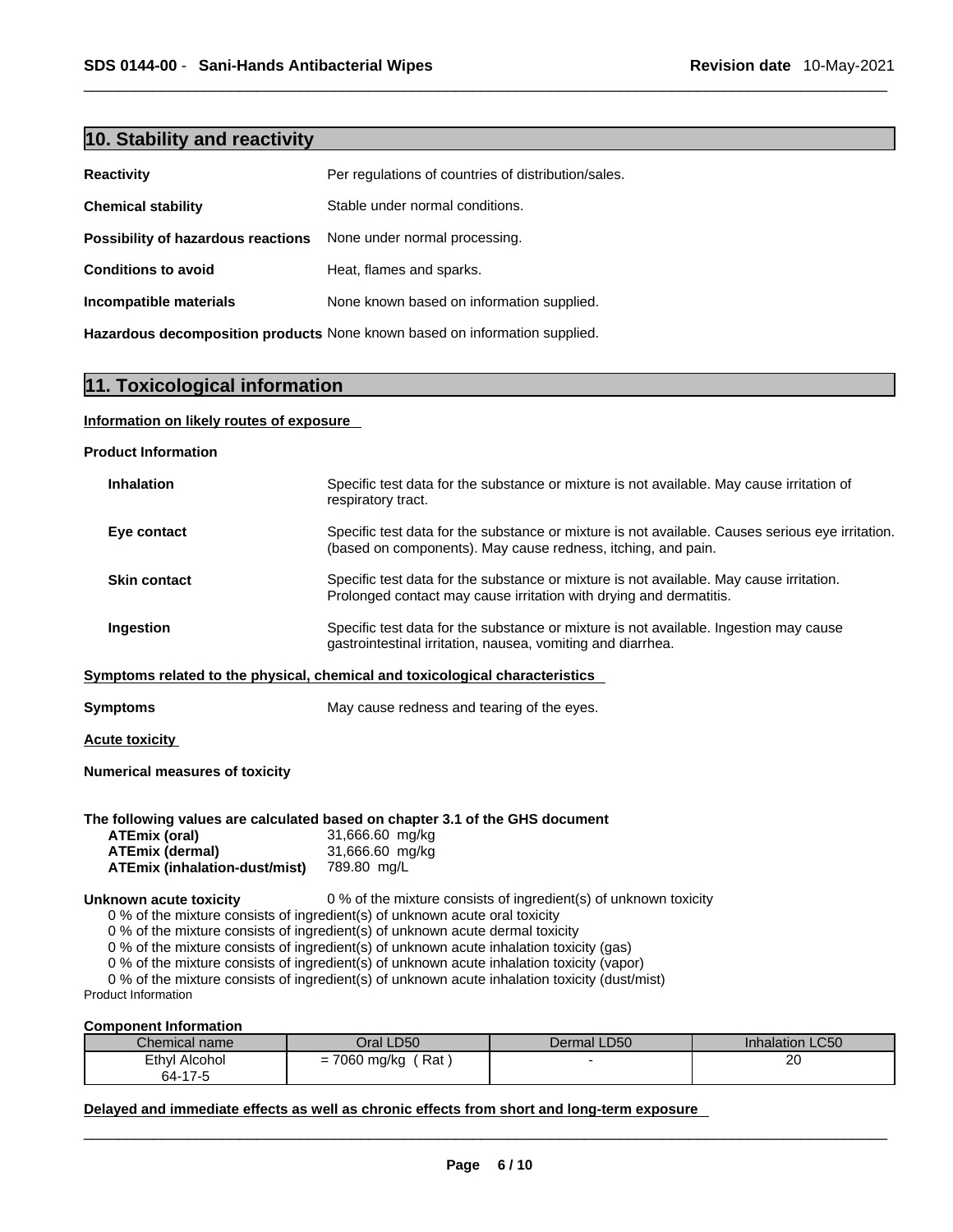## 10. Stability and reactivity

**Reactivity** Per regulations of countries of distribution/sales.

**Chemical stability** Stable under normal conditions.

**Possibility of hazardous reactions** None under normal processing.

**Conditions to avoid** Heat, flames and sparks.

**Incompatible materials** None known based on information supplied.

**Hazardous decomposition products** None known based on information supplied.

## 11. Toxicological information

**Information on likely routes of exposure**

**Product Information**

**Inhalation** Specific test data for the substance or mixture is not available. May cause irritation of respiratory tract.

**Eye contact** Specific test data for the substance or mixture is not available. Causes serious eye irritation. (based on components). May cause redness, itching, and pain.

**Skin contact** Specific test data for the substance or mixture is not available. May cause irritation. Prolonged contact may cause irritation with drying and dermatitis.

**Ingestion** Specific test data for the substance or mixture is not available. Ingestion may cause gastrointestinal irritation, nausea, vomiting and diarrhea.

**Symptoms related to the physical, chemical and toxicological characteristics**

**Symptoms** May cause redness and tearing of the eyes.

**Acute toxicity**

**Numerical measures of toxicity**

**The following values are calculated based on chapter 3.1 of the GHS document**

**ATEmix (oral)** 31,666.60 mg/kg
**ATEmix (dermal)** 31,666.60 mg/kg
**ATEmix (inhalation-dust/mist)** 789.80 mg/L

**Unknown acute toxicity** 0 % of the mixture consists of ingredient(s) of unknown toxicity

0 % of the mixture consists of ingredient(s) of unknown acute oral toxicity
0 % of the mixture consists of ingredient(s) of unknown acute dermal toxicity
0 % of the mixture consists of ingredient(s) of unknown acute inhalation toxicity (gas)
0 % of the mixture consists of ingredient(s) of unknown acute inhalation toxicity (vapor)
0 % of the mixture consists of ingredient(s) of unknown acute inhalation toxicity (dust/mist)

Product Information

**Component Information**

| Chemical name | Oral LD50 | Dermal LD50 | Inhalation LC50 |
|---|---|---|---|
| Ethyl Alcohol 64-17-5 | = 7060 mg/kg ( Rat ) | - | 20 |

**Delayed and immediate effects as well as chronic effects from short and long-term exposure**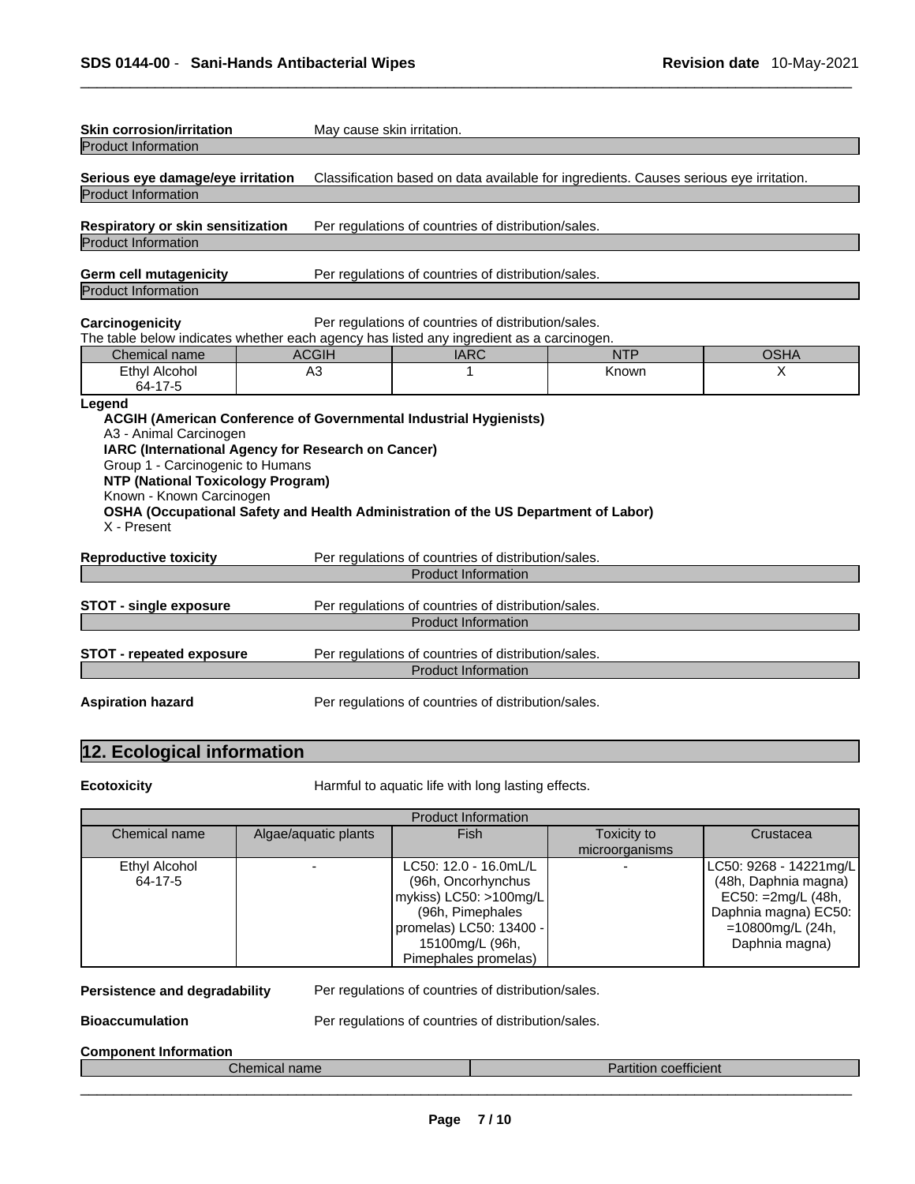**Skin corrosion/irritation** May cause skin irritation.

Product Information

**Serious eye damage/eye irritation** Classification based on data available for ingredients. Causes serious eye irritation.

Product Information

**Respiratory or skin sensitization** Per regulations of countries of distribution/sales.

Product Information

**Germ cell mutagenicity** Per regulations of countries of distribution/sales.

Product Information

**Carcinogenicity** Per regulations of countries of distribution/sales.

The table below indicates whether each agency has listed any ingredient as a carcinogen.

| Chemical name | ACGIH | IARC | NTP | OSHA |
|---|---|---|---|---|
| Ethyl Alcohol 64-17-5 | A3 | 1 | Known | X |

**Legend**

**ACGIH (American Conference of Governmental Industrial Hygienists)**
A3 - Animal Carcinogen
**IARC (International Agency for Research on Cancer)**
Group 1 - Carcinogenic to Humans
**NTP (National Toxicology Program)**
Known - Known Carcinogen
**OSHA (Occupational Safety and Health Administration of the US Department of Labor)**
X - Present

**Reproductive toxicity** Per regulations of countries of distribution/sales.

Product Information

**STOT - single exposure** Per regulations of countries of distribution/sales.

Product Information

**STOT - repeated exposure** Per regulations of countries of distribution/sales.

Product Information

**Aspiration hazard** Per regulations of countries of distribution/sales.

## 12. Ecological information

**Ecotoxicity** Harmful to aquatic life with long lasting effects.

| Product Information | | | | |
|---|---|---|---|---|
| Chemical name | Algae/aquatic plants | Fish | Toxicity to microorganisms | Crustacea |
| Ethyl Alcohol 64-17-5 | - | LC50: 12.0 - 16.0mL/L (96h, Oncorhynchus mykiss) LC50: >100mg/L (96h, Pimephales promelas) LC50: 13400 - 15100mg/L (96h, Pimephales promelas) | - | LC50: 9268 - 14221mg/L (48h, Daphnia magna) EC50: =2mg/L (48h, Daphnia magna) EC50: =10800mg/L (24h, Daphnia magna) |

**Persistence and degradability** Per regulations of countries of distribution/sales.

**Bioaccumulation** Per regulations of countries of distribution/sales.

**Component Information**

| Chemical name | Partition coefficient |
|---|---|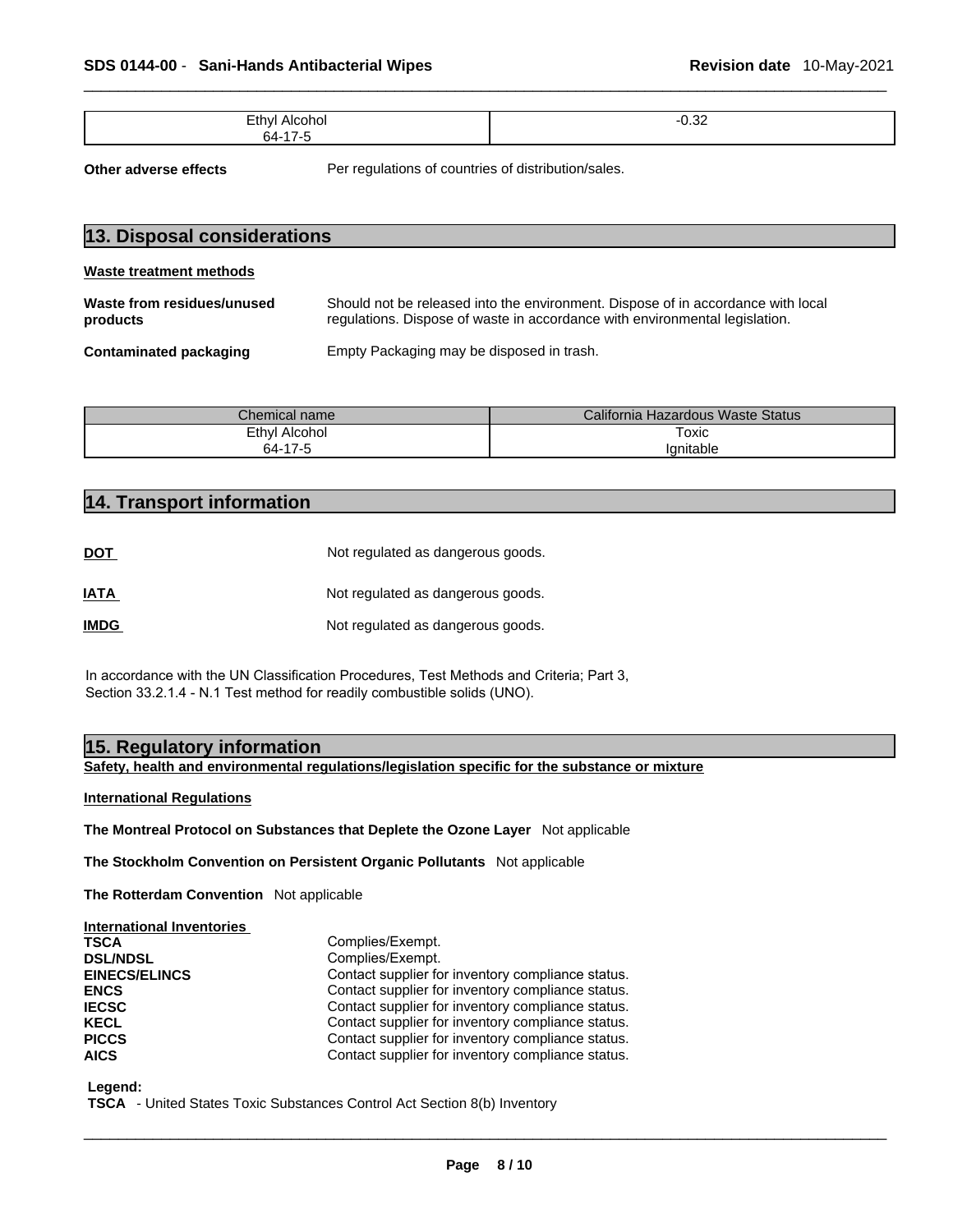| Ethyl Alcohol<br>64-17-5 | -0.32 |
|---|---|

**Other adverse effects** Per regulations of countries of distribution/sales.

## 13. Disposal considerations

**Waste treatment methods**

**Waste from residues/unused products** Should not be released into the environment. Dispose of in accordance with local regulations. Dispose of waste in accordance with environmental legislation.

**Contaminated packaging** Empty Packaging may be disposed in trash.

| Chemical name | California Hazardous Waste Status |
|---|---|
| Ethyl Alcohol<br>64-17-5 | Toxic<br>Ignitable |

## 14. Transport information

**DOT** Not regulated as dangerous goods.

**IATA** Not regulated as dangerous goods.

**IMDG** Not regulated as dangerous goods.

In accordance with the UN Classification Procedures, Test Methods and Criteria; Part 3, Section 33.2.1.4 - N.1 Test method for readily combustible solids (UNO).

## 15. Regulatory information

**Safety, health and environmental regulations/legislation specific for the substance or mixture**

**International Regulations**

**The Montreal Protocol on Substances that Deplete the Ozone Layer** Not applicable

**The Stockholm Convention on Persistent Organic Pollutants** Not applicable

**The Rotterdam Convention** Not applicable

**International Inventories**

**TSCA** Complies/Exempt.
**DSL/NDSL** Complies/Exempt.
**EINECS/ELINCS** Contact supplier for inventory compliance status.
**ENCS** Contact supplier for inventory compliance status.
**IECSC** Contact supplier for inventory compliance status.
**KECL** Contact supplier for inventory compliance status.
**PICCS** Contact supplier for inventory compliance status.
**AICS** Contact supplier for inventory compliance status.

**Legend:**
**TSCA** - United States Toxic Substances Control Act Section 8(b) Inventory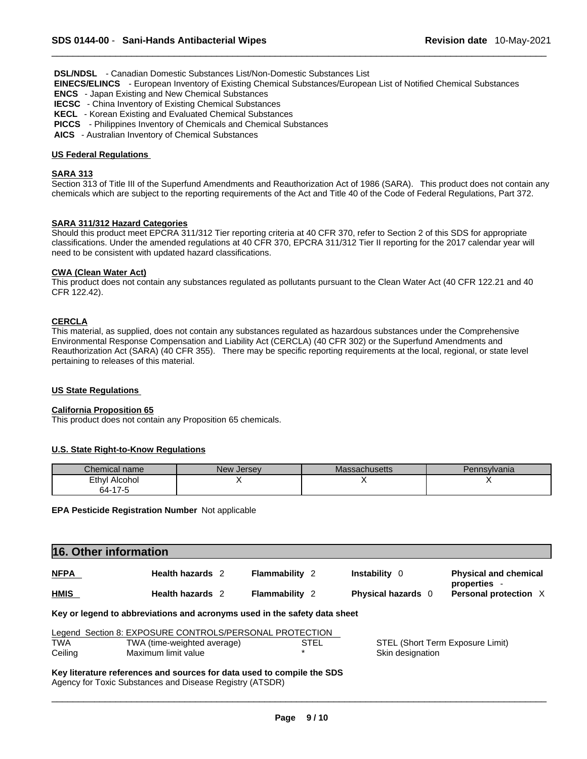**DSL/NDSL** - Canadian Domestic Substances List/Non-Domestic Substances List
**EINECS/ELINCS** - European Inventory of Existing Chemical Substances/European List of Notified Chemical Substances
**ENCS** - Japan Existing and New Chemical Substances
**IECSC** - China Inventory of Existing Chemical Substances
**KECL** - Korean Existing and Evaluated Chemical Substances
**PICCS** - Philippines Inventory of Chemicals and Chemical Substances
**AICS** - Australian Inventory of Chemical Substances

### US Federal Regulations

#### SARA 313

Section 313 of Title III of the Superfund Amendments and Reauthorization Act of 1986 (SARA). This product does not contain any chemicals which are subject to the reporting requirements of the Act and Title 40 of the Code of Federal Regulations, Part 372.

#### SARA 311/312 Hazard Categories

Should this product meet EPCRA 311/312 Tier reporting criteria at 40 CFR 370, refer to Section 2 of this SDS for appropriate classifications. Under the amended regulations at 40 CFR 370, EPCRA 311/312 Tier II reporting for the 2017 calendar year will need to be consistent with updated hazard classifications.

#### CWA (Clean Water Act)

This product does not contain any substances regulated as pollutants pursuant to the Clean Water Act (40 CFR 122.21 and 40 CFR 122.42).

#### CERCLA

This material, as supplied, does not contain any substances regulated as hazardous substances under the Comprehensive Environmental Response Compensation and Liability Act (CERCLA) (40 CFR 302) or the Superfund Amendments and Reauthorization Act (SARA) (40 CFR 355). There may be specific reporting requirements at the local, regional, or state level pertaining to releases of this material.

### US State Regulations

#### California Proposition 65

This product does not contain any Proposition 65 chemicals.

#### U.S. State Right-to-Know Regulations

| Chemical name | New Jersey | Massachusetts | Pennsylvania |
|---|---|---|---|
| Ethyl Alcohol 64-17-5 | X | X | X |

**EPA Pesticide Registration Number** Not applicable

## 16. Other information

| | | | | |
|---|---|---|---|---|
| **NFPA** | **Health hazards** 2 | **Flammability** 2 | **Instability** 0 | **Physical and chemical properties** - |
| **HMIS** | **Health hazards** 2 | **Flammability** 2 | **Physical hazards** 0 | **Personal protection** X |

**Key or legend to abbreviations and acronyms used in the safety data sheet**

Legend Section 8: EXPOSURE CONTROLS/PERSONAL PROTECTION

| | | | |
|---|---|---|---|
| TWA | TWA (time-weighted average) | STEL | STEL (Short Term Exposure Limit) |
| Ceiling | Maximum limit value | * | Skin designation |

**Key literature references and sources for data used to compile the SDS**
Agency for Toxic Substances and Disease Registry (ATSDR)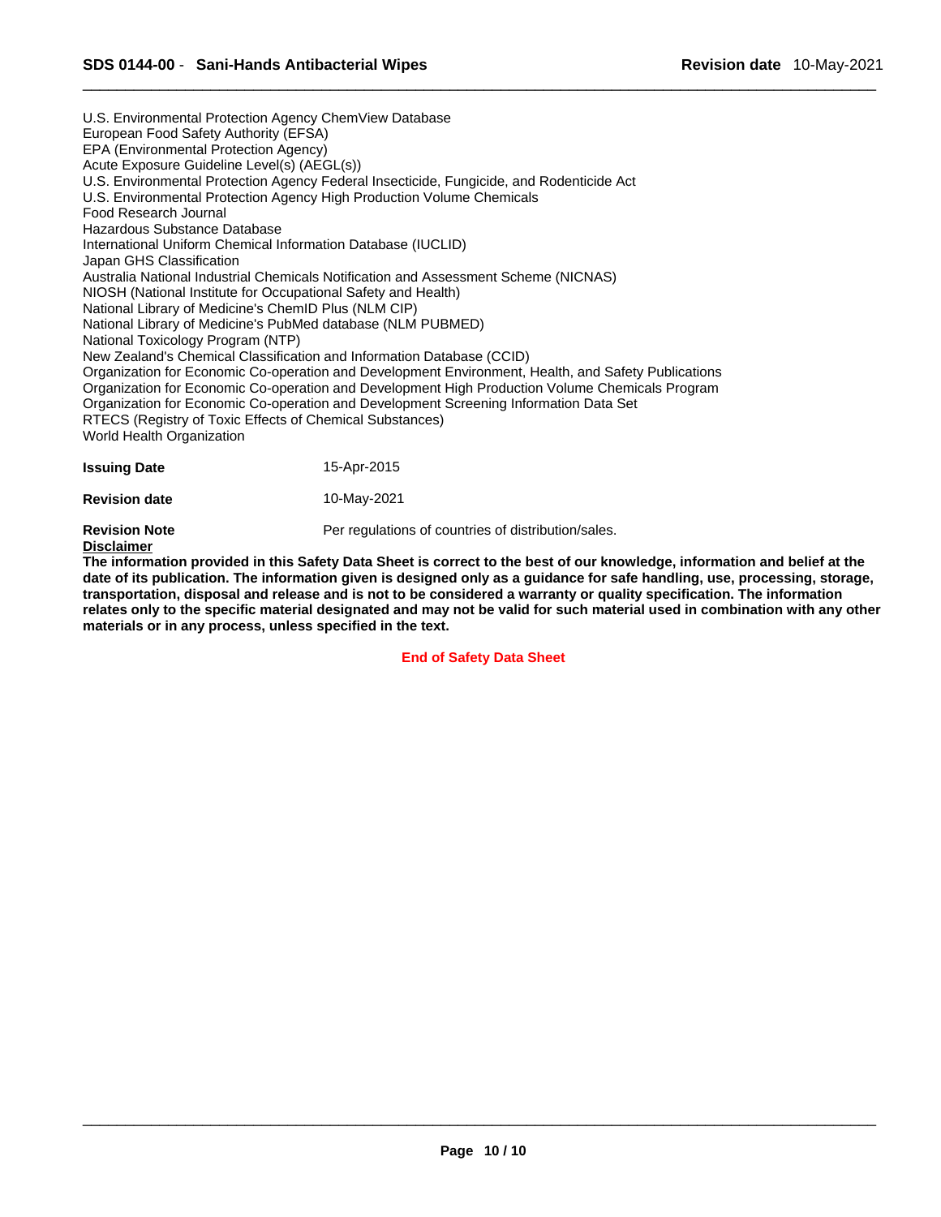U.S. Environmental Protection Agency ChemView Database
European Food Safety Authority (EFSA)
EPA (Environmental Protection Agency)
Acute Exposure Guideline Level(s) (AEGL(s))
U.S. Environmental Protection Agency Federal Insecticide, Fungicide, and Rodenticide Act
U.S. Environmental Protection Agency High Production Volume Chemicals
Food Research Journal
Hazardous Substance Database
International Uniform Chemical Information Database (IUCLID)
Japan GHS Classification
Australia National Industrial Chemicals Notification and Assessment Scheme (NICNAS)
NIOSH (National Institute for Occupational Safety and Health)
National Library of Medicine's ChemID Plus (NLM CIP)
National Library of Medicine's PubMed database (NLM PUBMED)
National Toxicology Program (NTP)
New Zealand's Chemical Classification and Information Database (CCID)
Organization for Economic Co-operation and Development Environment, Health, and Safety Publications
Organization for Economic Co-operation and Development High Production Volume Chemicals Program
Organization for Economic Co-operation and Development Screening Information Data Set
RTECS (Registry of Toxic Effects of Chemical Substances)
World Health Organization

**Issuing Date** 15-Apr-2015

**Revision date** 10-May-2021

**Revision Note** Per regulations of countries of distribution/sales.

**Disclaimer**

**The information provided in this Safety Data Sheet is correct to the best of our knowledge, information and belief at the date of its publication. The information given is designed only as a guidance for safe handling, use, processing, storage, transportation, disposal and release and is not to be considered a warranty or quality specification. The information relates only to the specific material designated and may not be valid for such material used in combination with any other materials or in any process, unless specified in the text.**

**End of Safety Data Sheet**